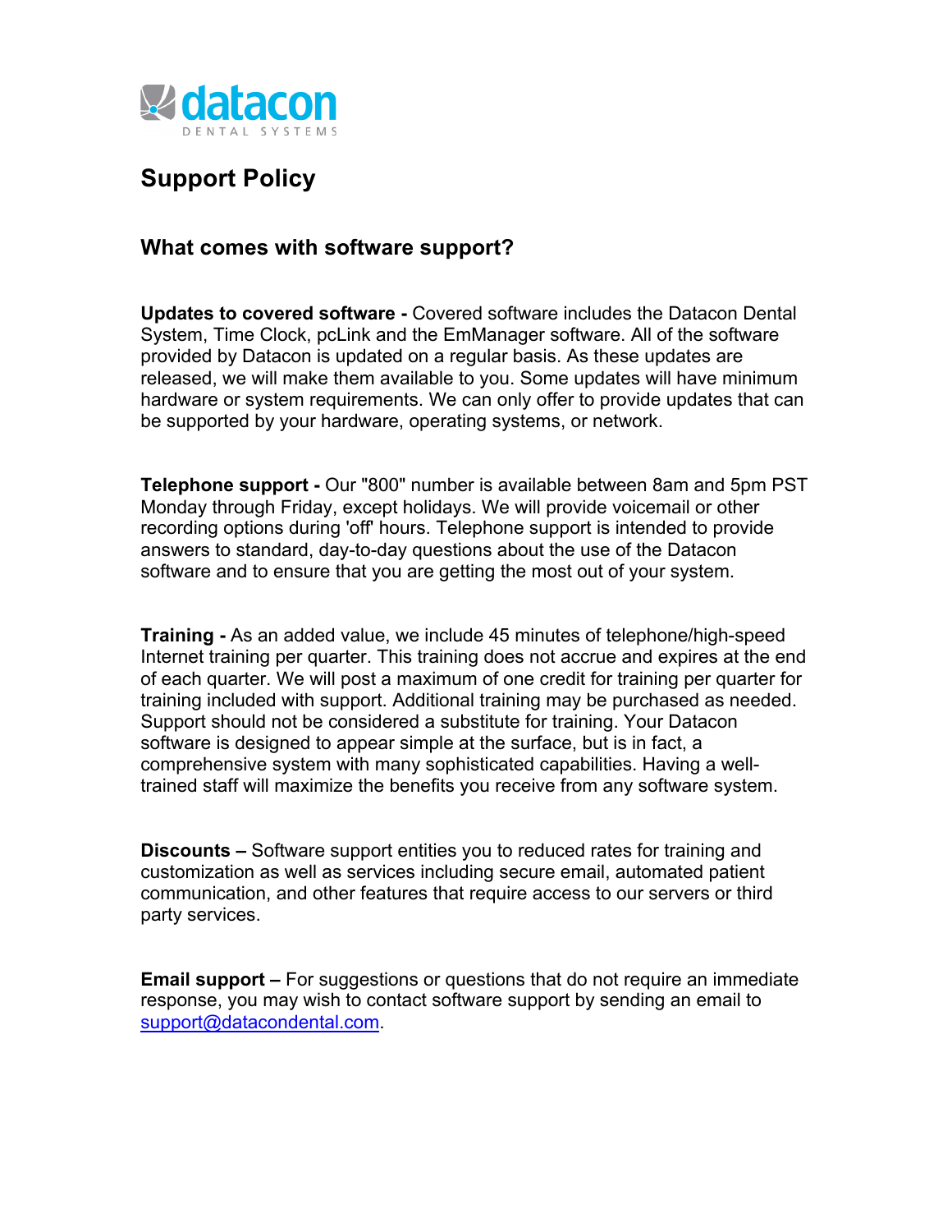datacon

DENTAL SYSTEMS

# Support Policy

## What comes with software support?

**Updates to covered software -** Covered software includes the Datacon Dental System, Time Clock, pcLink and the EmManager software. All of the software provided by Datacon is updated on a regular basis. As these updates are released, we will make them available to you. Some updates will have minimum hardware or system requirements. We can only offer to provide updates that can be supported by your hardware, operating systems, or network.

**Telephone support -** Our "800" number is available between 8am and 5pm PST Monday through Friday, except holidays. We will provide voicemail or other recording options during 'off' hours. Telephone support is intended to provide answers to standard, day-to-day questions about the use of the Datacon software and to ensure that you are getting the most out of your system.

**Training -** As an added value, we include 45 minutes of telephone/high-speed Internet training per quarter. This training does not accrue and expires at the end of each quarter. We will post a maximum of one credit for training per quarter for training included with support. Additional training may be purchased as needed. Support should not be considered a substitute for training. Your Datacon software is designed to appear simple at the surface, but is in fact, a comprehensive system with many sophisticated capabilities. Having a well-trained staff will maximize the benefits you receive from any software system.

**Discounts –** Software support entities you to reduced rates for training and customization as well as services including secure email, automated patient communication, and other features that require access to our servers or third party services.

**Email support –** For suggestions or questions that do not require an immediate response, you may wish to contact software support by sending an email to support@datacondental.com.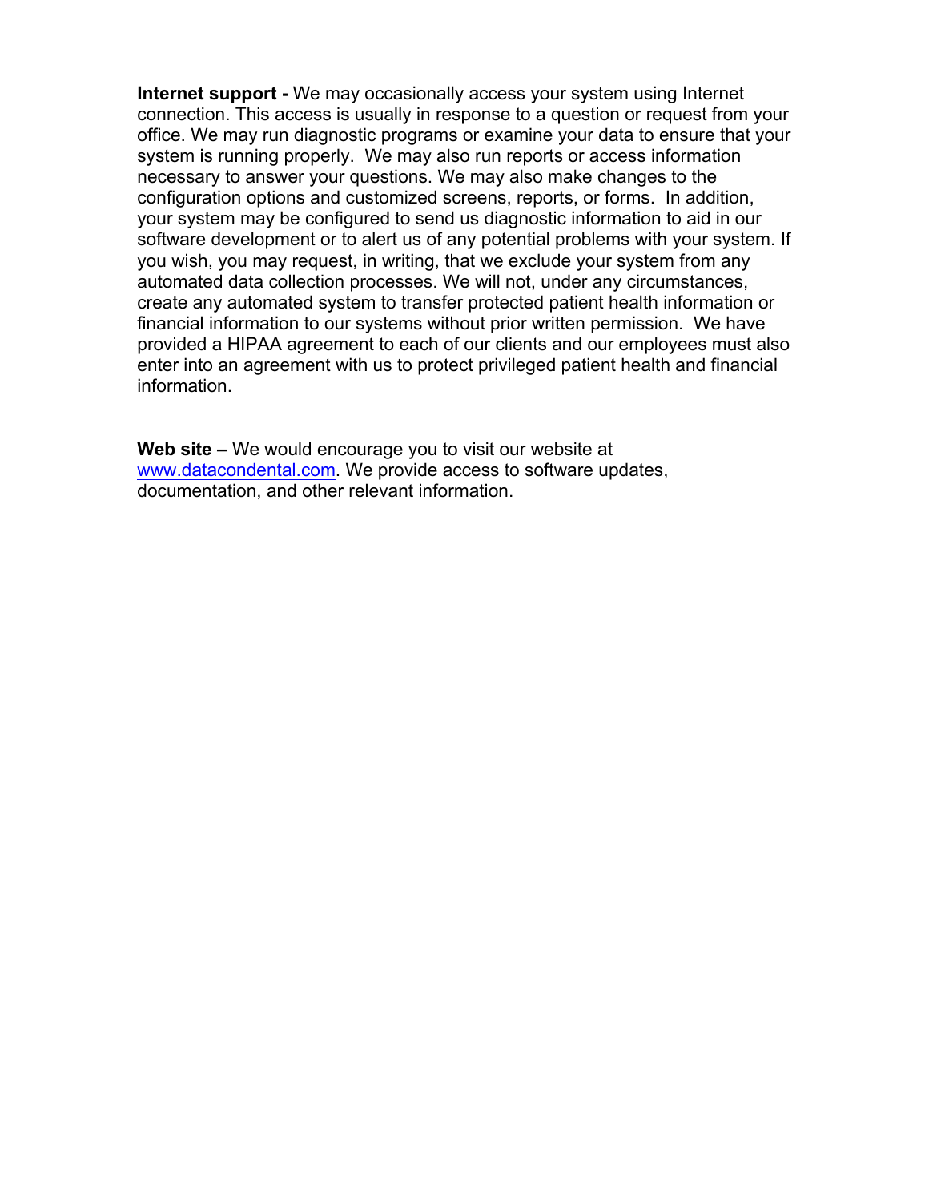**Internet support -** We may occasionally access your system using Internet connection. This access is usually in response to a question or request from your office. We may run diagnostic programs or examine your data to ensure that your system is running properly. We may also run reports or access information necessary to answer your questions. We may also make changes to the configuration options and customized screens, reports, or forms. In addition, your system may be configured to send us diagnostic information to aid in our software development or to alert us of any potential problems with your system. If you wish, you may request, in writing, that we exclude your system from any automated data collection processes. We will not, under any circumstances, create any automated system to transfer protected patient health information or financial information to our systems without prior written permission. We have provided a HIPAA agreement to each of our clients and our employees must also enter into an agreement with us to protect privileged patient health and financial information.

**Web site –** We would encourage you to visit our website at [www.datacondental.com](http://www.datacondental.com). We provide access to software updates, documentation, and other relevant information.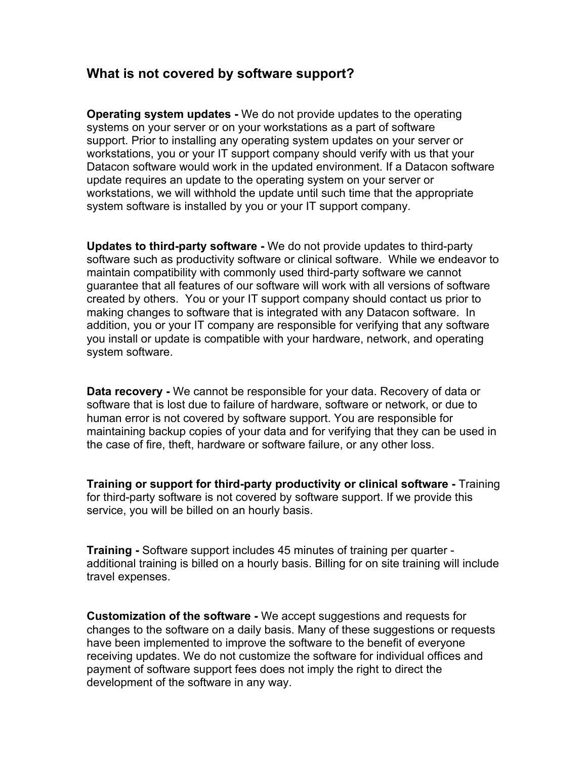## What is not covered by software support?

**Operating system updates -** We do not provide updates to the operating systems on your server or on your workstations as a part of software support. Prior to installing any operating system updates on your server or workstations, you or your IT support company should verify with us that your Datacon software would work in the updated environment. If a Datacon software update requires an update to the operating system on your server or workstations, we will withhold the update until such time that the appropriate system software is installed by you or your IT support company.

**Updates to third-party software -** We do not provide updates to third-party software such as productivity software or clinical software. While we endeavor to maintain compatibility with commonly used third-party software we cannot guarantee that all features of our software will work with all versions of software created by others. You or your IT support company should contact us prior to making changes to software that is integrated with any Datacon software. In addition, you or your IT company are responsible for verifying that any software you install or update is compatible with your hardware, network, and operating system software.

**Data recovery -** We cannot be responsible for your data. Recovery of data or software that is lost due to failure of hardware, software or network, or due to human error is not covered by software support. You are responsible for maintaining backup copies of your data and for verifying that they can be used in the case of fire, theft, hardware or software failure, or any other loss.

**Training or support for third-party productivity or clinical software -** Training for third-party software is not covered by software support. If we provide this service, you will be billed on an hourly basis.

**Training -** Software support includes 45 minutes of training per quarter - additional training is billed on a hourly basis. Billing for on site training will include travel expenses.

**Customization of the software -** We accept suggestions and requests for changes to the software on a daily basis. Many of these suggestions or requests have been implemented to improve the software to the benefit of everyone receiving updates. We do not customize the software for individual offices and payment of software support fees does not imply the right to direct the development of the software in any way.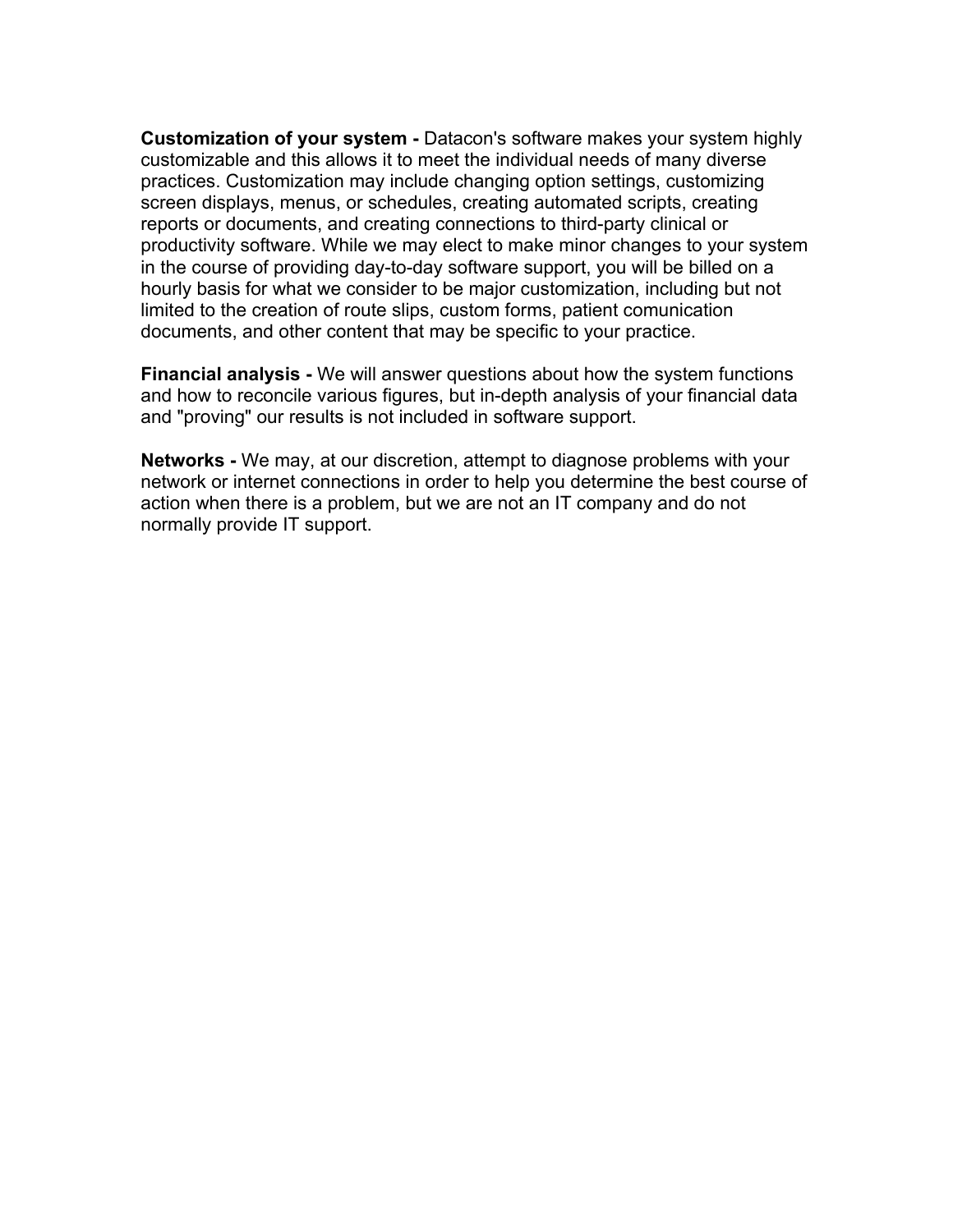**Customization of your system -** Datacon's software makes your system highly customizable and this allows it to meet the individual needs of many diverse practices. Customization may include changing option settings, customizing screen displays, menus, or schedules, creating automated scripts, creating reports or documents, and creating connections to third-party clinical or productivity software. While we may elect to make minor changes to your system in the course of providing day-to-day software support, you will be billed on a hourly basis for what we consider to be major customization, including but not limited to the creation of route slips, custom forms, patient comunication documents, and other content that may be specific to your practice.

**Financial analysis -** We will answer questions about how the system functions and how to reconcile various figures, but in-depth analysis of your financial data and "proving" our results is not included in software support.

**Networks -** We may, at our discretion, attempt to diagnose problems with your network or internet connections in order to help you determine the best course of action when there is a problem, but we are not an IT company and do not normally provide IT support.